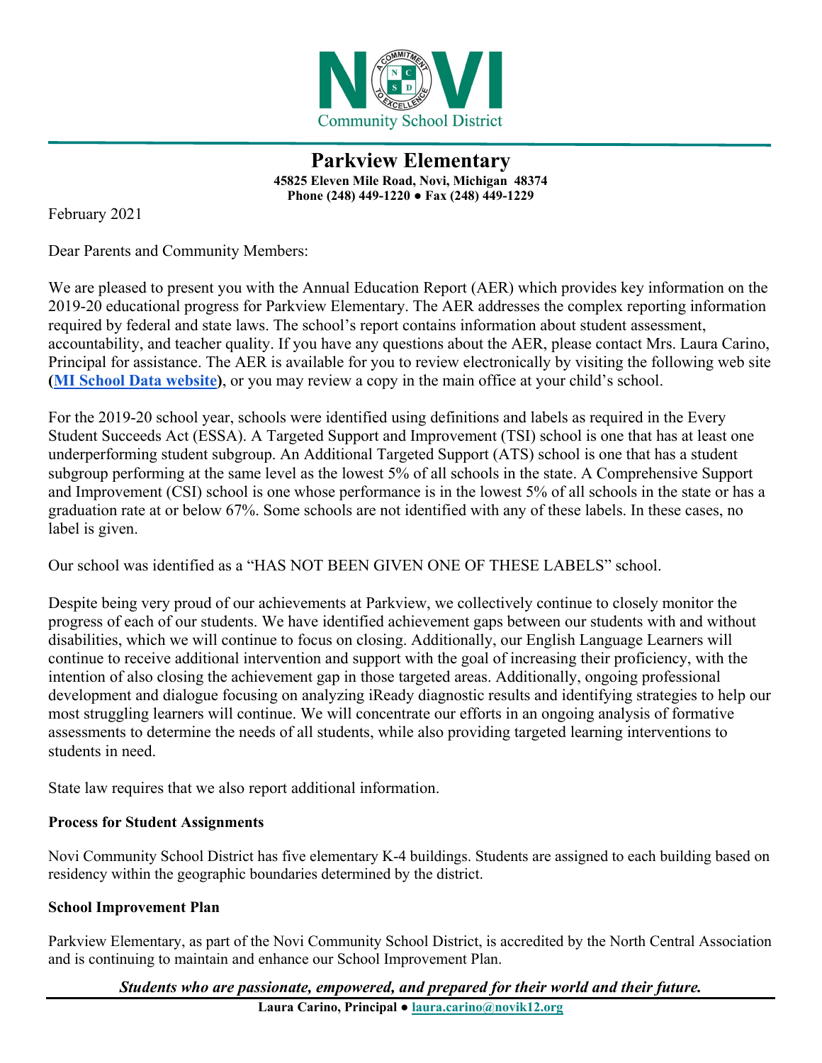Novi Community School District

# Parkview Elementary

**45825 Eleven Mile Road, Novi, Michigan 48374**
**Phone (248) 449-1220 ● Fax (248) 449-1229**

February 2021

Dear Parents and Community Members:

We are pleased to present you with the Annual Education Report (AER) which provides key information on the 2019-20 educational progress for Parkview Elementary. The AER addresses the complex reporting information required by federal and state laws. The school's report contains information about student assessment, accountability, and teacher quality. If you have any questions about the AER, please contact Mrs. Laura Carino, Principal for assistance. The AER is available for you to review electronically by visiting the following web site (**MI School Data website**), or you may review a copy in the main office at your child's school.

For the 2019-20 school year, schools were identified using definitions and labels as required in the Every Student Succeeds Act (ESSA). A Targeted Support and Improvement (TSI) school is one that has at least one underperforming student subgroup. An Additional Targeted Support (ATS) school is one that has a student subgroup performing at the same level as the lowest 5% of all schools in the state. A Comprehensive Support and Improvement (CSI) school is one whose performance is in the lowest 5% of all schools in the state or has a graduation rate at or below 67%. Some schools are not identified with any of these labels. In these cases, no label is given.

Our school was identified as a "HAS NOT BEEN GIVEN ONE OF THESE LABELS" school.

Despite being very proud of our achievements at Parkview, we collectively continue to closely monitor the progress of each of our students. We have identified achievement gaps between our students with and without disabilities, which we will continue to focus on closing. Additionally, our English Language Learners will continue to receive additional intervention and support with the goal of increasing their proficiency, with the intention of also closing the achievement gap in those targeted areas. Additionally, ongoing professional development and dialogue focusing on analyzing iReady diagnostic results and identifying strategies to help our most struggling learners will continue. We will concentrate our efforts in an ongoing analysis of formative assessments to determine the needs of all students, while also providing targeted learning interventions to students in need.

State law requires that we also report additional information.

**Process for Student Assignments**

Novi Community School District has five elementary K-4 buildings. Students are assigned to each building based on residency within the geographic boundaries determined by the district.

**School Improvement Plan**

Parkview Elementary, as part of the Novi Community School District, is accredited by the North Central Association and is continuing to maintain and enhance our School Improvement Plan.

***Students who are passionate, empowered, and prepared for their world and their future.***

**Laura Carino, Principal ● laura.carino@novik12.org**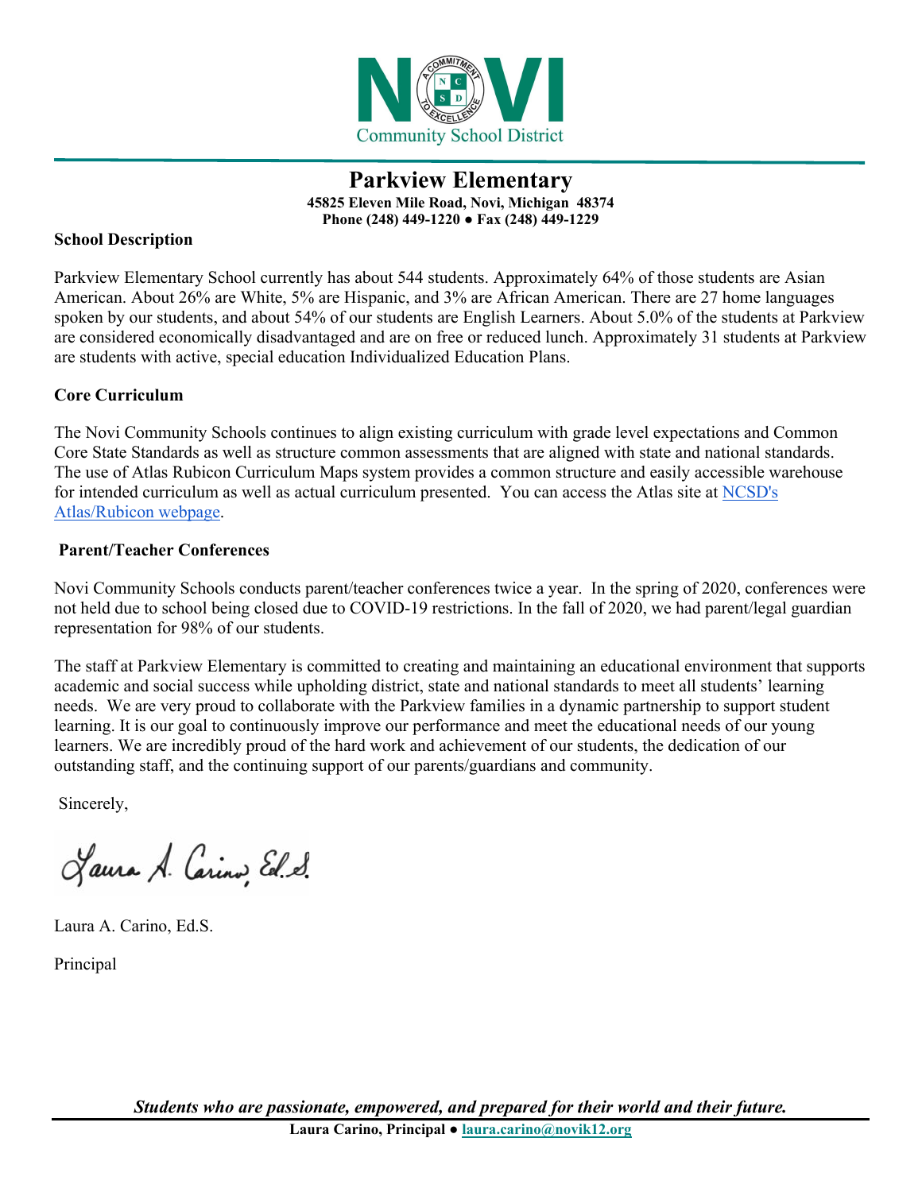Novi Community School District

# Parkview Elementary

**45825 Eleven Mile Road, Novi, Michigan 48374**
**Phone (248) 449-1220 ● Fax (248) 449-1229**

**School Description**

Parkview Elementary School currently has about 544 students. Approximately 64% of those students are Asian American. About 26% are White, 5% are Hispanic, and 3% are African American. There are 27 home languages spoken by our students, and about 54% of our students are English Learners. About 5.0% of the students at Parkview are considered economically disadvantaged and are on free or reduced lunch. Approximately 31 students at Parkview are students with active, special education Individualized Education Plans.

**Core Curriculum**

The Novi Community Schools continues to align existing curriculum with grade level expectations and Common Core State Standards as well as structure common assessments that are aligned with state and national standards. The use of Atlas Rubicon Curriculum Maps system provides a common structure and easily accessible warehouse for intended curriculum as well as actual curriculum presented. You can access the Atlas site at NCSD's Atlas/Rubicon webpage.

**Parent/Teacher Conferences**

Novi Community Schools conducts parent/teacher conferences twice a year. In the spring of 2020, conferences were not held due to school being closed due to COVID-19 restrictions. In the fall of 2020, we had parent/legal guardian representation for 98% of our students.

The staff at Parkview Elementary is committed to creating and maintaining an educational environment that supports academic and social success while upholding district, state and national standards to meet all students' learning needs. We are very proud to collaborate with the Parkview families in a dynamic partnership to support student learning. It is our goal to continuously improve our performance and meet the educational needs of our young learners. We are incredibly proud of the hard work and achievement of our students, the dedication of our outstanding staff, and the continuing support of our parents/guardians and community.

Sincerely,

Laura A. Carino, Ed.S.

Laura A. Carino, Ed.S.

Principal

*Students who are passionate, empowered, and prepared for their world and their future.*

**Laura Carino, Principal ● laura.carino@novik12.org**